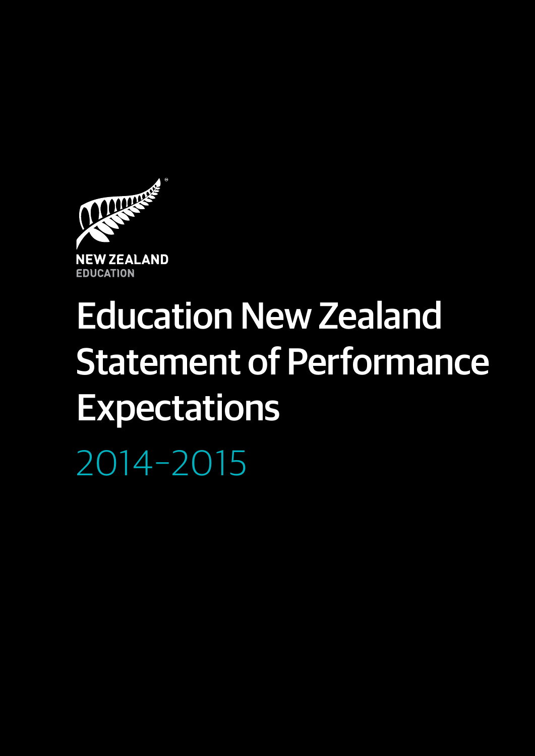NEW ZEALAND
EDUCATION

# Education New Zealand Statement of Performance Expectations

2014-2015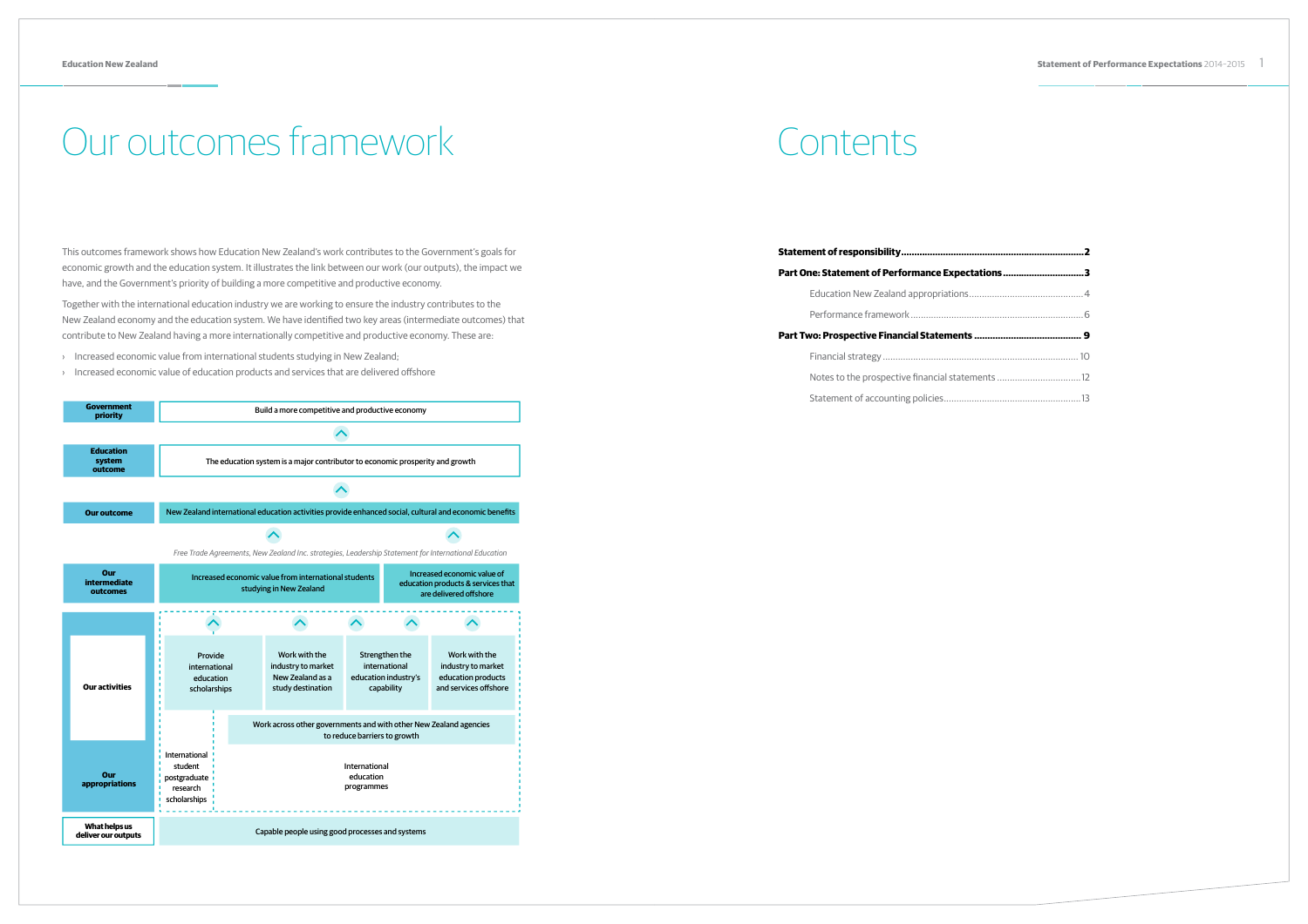# Our outcomes framework

This outcomes framework shows how Education New Zealand's work contributes to the Government's goals for economic growth and the education system. It illustrates the link between our work (our outputs), the impact we have, and the Government's priority of building a more competitive and productive economy.

Together with the international education industry we are working to ensure the industry contributes to the New Zealand economy and the education system. We have identified two key areas (intermediate outcomes) that contribute to New Zealand having a more internationally competitive and productive economy. These are:

- Increased economic value from international students studying in New Zealand;
- Increased economic value of education products and services that are delivered offshore

| | |
|---|---|
| **Government priority** | Build a more competitive and productive economy |
| **Education system outcome** | The education system is a major contributor to economic prosperity and growth |
| **Our outcome** | New Zealand international education activities provide enhanced social, cultural and economic benefits |
| | *Free Trade Agreements, New Zealand Inc. strategies, Leadership Statement for International Education* |
| **Our intermediate outcomes** | Increased economic value from international students studying in New Zealand; Increased economic value of education products & services that are delivered offshore |
| **Our activities** | Provide international education scholarships; Work with the industry to market New Zealand as a study destination; Strengthen the international education industry's capability; Work with the industry to market education products and services offshore; Work across other governments and with other New Zealand agencies to reduce barriers to growth |
| **Our appropriations** | International student postgraduate research scholarships; International education programmes |
| **What helps us deliver our outputs** | Capable people using good processes and systems |

# Contents

**Statement of responsibility** ........ **2**

**Part One: Statement of Performance Expectations** ........ **3**

- Education New Zealand appropriations ........ 4
- Performance framework ........ 6

**Part Two: Prospective Financial Statements** ........ **9**

- Financial strategy ........ 10
- Notes to the prospective financial statements ........ 12
- Statement of accounting policies ........ 13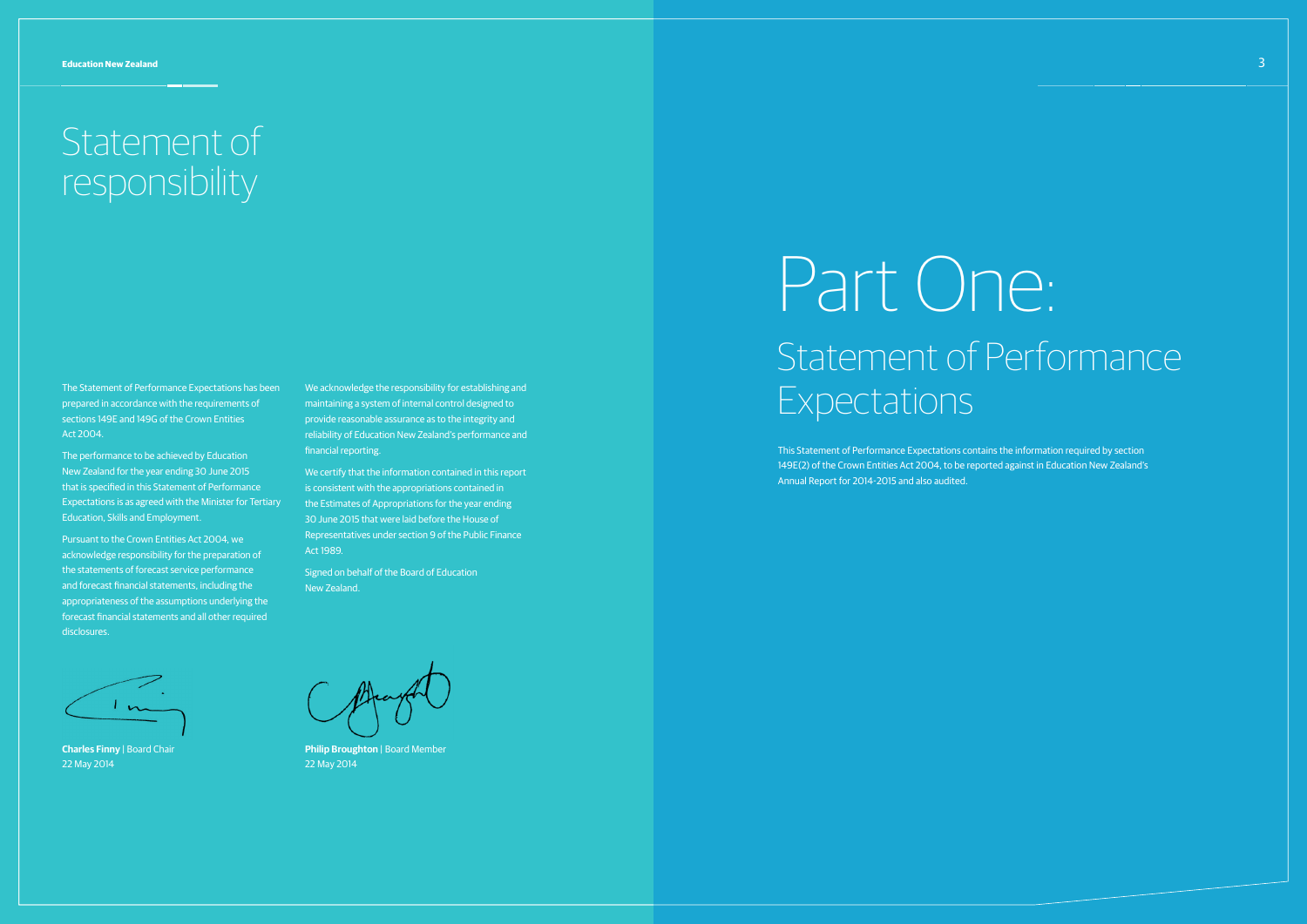# Statement of responsibility

The Statement of Performance Expectations has been prepared in accordance with the requirements of sections 149E and 149G of the Crown Entities Act 2004.

The performance to be achieved by Education New Zealand for the year ending 30 June 2015 that is specified in this Statement of Performance Expectations is as agreed with the Minister for Tertiary Education, Skills and Employment.

Pursuant to the Crown Entities Act 2004, we acknowledge responsibility for the preparation of the statements of forecast service performance and forecast financial statements, including the appropriateness of the assumptions underlying the forecast financial statements and all other required disclosures.

We acknowledge the responsibility for establishing and maintaining a system of internal control designed to provide reasonable assurance as to the integrity and reliability of Education New Zealand's performance and financial reporting.

We certify that the information contained in this report is consistent with the appropriations contained in the Estimates of Appropriations for the year ending 30 June 2015 that were laid before the House of Representatives under section 9 of the Public Finance Act 1989.

Signed on behalf of the Board of Education New Zealand.

**Charles Finny** | Board Chair
22 May 2014

**Philip Broughton** | Board Member
22 May 2014

# Part One:

## Statement of Performance Expectations

This Statement of Performance Expectations contains the information required by section 149E(2) of the Crown Entities Act 2004, to be reported against in Education New Zealand's Annual Report for 2014-2015 and also audited.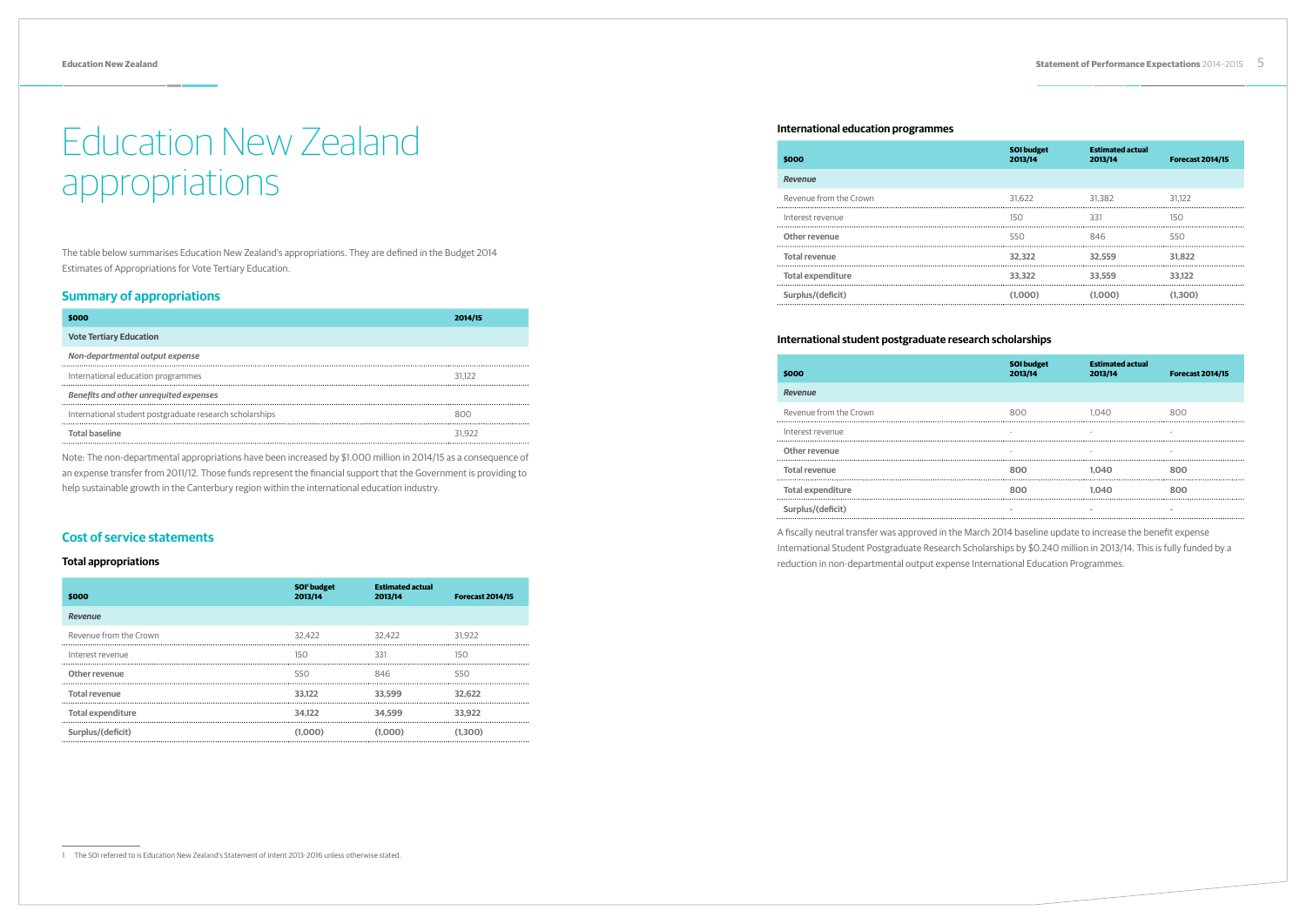# Education New Zealand appropriations

The table below summarises Education New Zealand's appropriations. They are defined in the Budget 2014 Estimates of Appropriations for Vote Tertiary Education.

## Summary of appropriations

| $000 | 2014/15 |
|---|---|
| **Vote Tertiary Education** | |
| *Non-departmental output expense* | |
| International education programmes | 31,122 |
| *Benefits and other unrequited expenses* | |
| International student postgraduate research scholarships | 800 |
| **Total baseline** | 31,922 |

Note: The non-departmental appropriations have been increased by $1.000 million in 2014/15 as a consequence of an expense transfer from 2011/12. Those funds represent the financial support that the Government is providing to help sustainable growth in the Canterbury region within the international education industry.

## Cost of service statements

### Total appropriations

| $000 | SOI[1] budget 2013/14 | Estimated actual 2013/14 | Forecast 2014/15 |
|---|---|---|---|
| *Revenue* | | | |
| Revenue from the Crown | 32,422 | 32,422 | 31,922 |
| Interest revenue | 150 | 331 | 150 |
| Other revenue | 550 | 846 | 550 |
| **Total revenue** | **33,122** | **33,599** | **32,622** |
| **Total expenditure** | **34,122** | **34,599** | **33,922** |
| **Surplus/(deficit)** | **(1,000)** | **(1,000)** | **(1,300)** |

### International education programmes

| $000 | SOI budget 2013/14 | Estimated actual 2013/14 | Forecast 2014/15 |
|---|---|---|---|
| *Revenue* | | | |
| Revenue from the Crown | 31,622 | 31,382 | 31,122 |
| Interest revenue | 150 | 331 | 150 |
| Other revenue | 550 | 846 | 550 |
| **Total revenue** | **32,322** | **32,559** | **31,822** |
| **Total expenditure** | **33,322** | **33,559** | **33,122** |
| **Surplus/(deficit)** | **(1,000)** | **(1,000)** | **(1,300)** |

### International student postgraduate research scholarships

| $000 | SOI budget 2013/14 | Estimated actual 2013/14 | Forecast 2014/15 |
|---|---|---|---|
| *Revenue* | | | |
| Revenue from the Crown | 800 | 1,040 | 800 |
| Interest revenue | - | - | - |
| Other revenue | - | - | - |
| **Total revenue** | **800** | **1,040** | **800** |
| **Total expenditure** | **800** | **1,040** | **800** |
| **Surplus/(deficit)** | - | - | - |

A fiscally neutral transfer was approved in the March 2014 baseline update to increase the benefit expense International Student Postgraduate Research Scholarships by $0.240 million in 2013/14. This is fully funded by a reduction in non-departmental output expense International Education Programmes.

1 The SOI referred to is Education New Zealand's Statement of Intent 2013-2016 unless otherwise stated.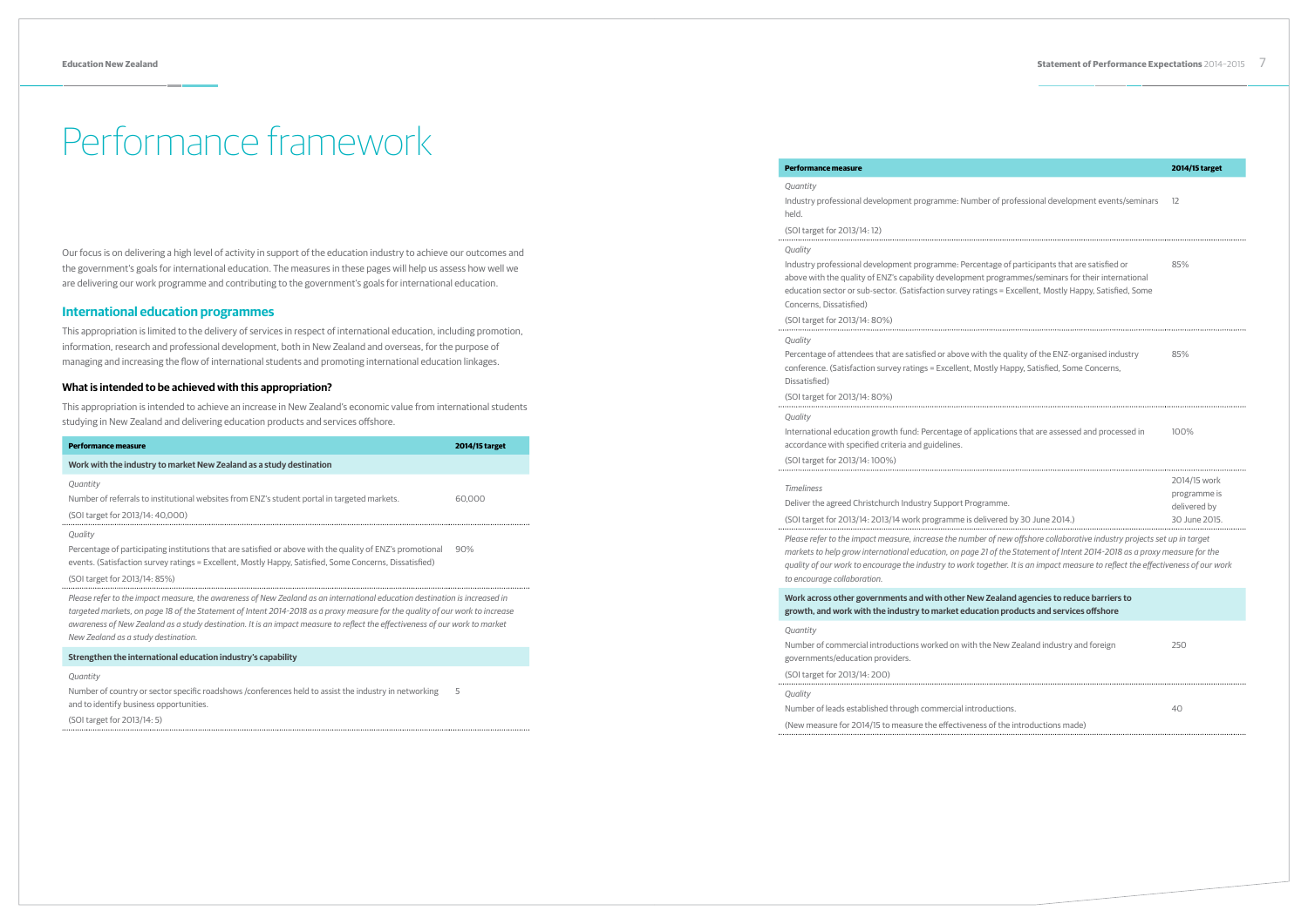# Performance framework

Our focus is on delivering a high level of activity in support of the education industry to achieve our outcomes and the government's goals for international education. The measures in these pages will help us assess how well we are delivering our work programme and contributing to the government's goals for international education.

## International education programmes

This appropriation is limited to the delivery of services in respect of international education, including promotion, information, research and professional development, both in New Zealand and overseas, for the purpose of managing and increasing the flow of international students and promoting international education linkages.

### What is intended to be achieved with this appropriation?

This appropriation is intended to achieve an increase in New Zealand's economic value from international students studying in New Zealand and delivering education products and services offshore.

| Performance measure | 2014/15 target |
|---|---|
| **Work with the industry to market New Zealand as a study destination** | |
| *Quantity*<br>Number of referrals to institutional websites from ENZ's student portal in targeted markets.<br>(SOI target for 2013/14: 40,000) | 60,000 |
| *Quality*<br>Percentage of participating institutions that are satisfied or above with the quality of ENZ's promotional events. (Satisfaction survey ratings = Excellent, Mostly Happy, Satisfied, Some Concerns, Dissatisfied)<br>(SOI target for 2013/14: 85%) | 90% |
| *Please refer to the impact measure, the awareness of New Zealand as an international education destination is increased in targeted markets, on page 18 of the Statement of Intent 2014-2018 as a proxy measure for the quality of our work to increase awareness of New Zealand as a study destination. It is an impact measure to reflect the effectiveness of our work to market New Zealand as a study destination.* | |
| **Strengthen the international education industry's capability** | |
| *Quantity*<br>Number of country or sector specific roadshows /conferences held to assist the industry in networking and to identify business opportunities.<br>(SOI target for 2013/14: 5) | 5 |
| *Quantity*<br>Industry professional development programme: Number of professional development events/seminars held.<br>(SOI target for 2013/14: 12) | 12 |
| *Quality*<br>Industry professional development programme: Percentage of participants that are satisfied or above with the quality of ENZ's capability development programmes/seminars for their international education sector or sub-sector. (Satisfaction survey ratings = Excellent, Mostly Happy, Satisfied, Some Concerns, Dissatisfied)<br>(SOI target for 2013/14: 80%) | 85% |
| *Quality*<br>Percentage of attendees that are satisfied or above with the quality of the ENZ-organised industry conference. (Satisfaction survey ratings = Excellent, Mostly Happy, Satisfied, Some Concerns, Dissatisfied)<br>(SOI target for 2013/14: 80%) | 85% |
| *Quality*<br>International education growth fund: Percentage of applications that are assessed and processed in accordance with specified criteria and guidelines.<br>(SOI target for 2013/14: 100%) | 100% |
| *Timeliness*<br>Deliver the agreed Christchurch Industry Support Programme.<br>(SOI target for 2013/14: 2013/14 work programme is delivered by 30 June 2014.) | 2014/15 work programme is delivered by 30 June 2015. |
| *Please refer to the impact measure, increase the number of new offshore collaborative industry projects set up in target markets to help grow international education, on page 21 of the Statement of Intent 2014-2018 as a proxy measure for the quality of our work to encourage the industry to work together. It is an impact measure to reflect the effectiveness of our work to encourage collaboration.* | |
| **Work across other governments and with other New Zealand agencies to reduce barriers to growth, and work with the industry to market education products and services offshore** | |
| *Quantity*<br>Number of commercial introductions worked on with the New Zealand industry and foreign governments/education providers.<br>(SOI target for 2013/14: 200) | 250 |
| *Quality*<br>Number of leads established through commercial introductions.<br>(New measure for 2014/15 to measure the effectiveness of the introductions made) | 40 |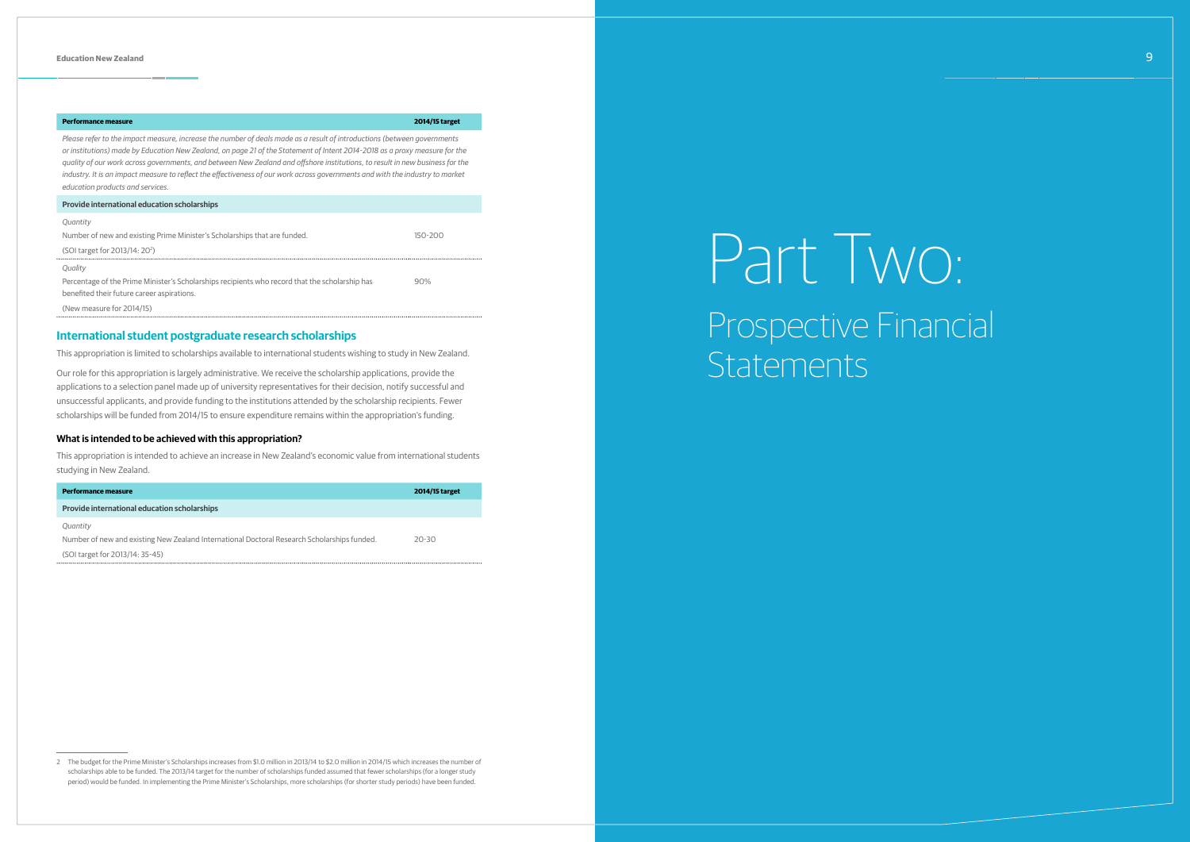| Performance measure | 2014/15 target |
|---|---|
| *Please refer to the impact measure, increase the number of deals made as a result of introductions (between governments or institutions) made by Education New Zealand, on page 21 of the Statement of Intent 2014-2018 as a proxy measure for the quality of our work across governments, and between New Zealand and offshore institutions, to result in new business for the industry. It is an impact measure to reflect the effectiveness of our work across governments and with the industry to market education products and services.* | |
| **Provide international education scholarships** | |
| *Quantity*<br>Number of new and existing Prime Minister's Scholarships that are funded.<br>(SOI target for 2013/14: 20[2]) | 150-200 |
| *Quality*<br>Percentage of the Prime Minister's Scholarships recipients who record that the scholarship has benefited their future career aspirations.<br>(New measure for 2014/15) | 90% |

## International student postgraduate research scholarships

This appropriation is limited to scholarships available to international students wishing to study in New Zealand.

Our role for this appropriation is largely administrative. We receive the scholarship applications, provide the applications to a selection panel made up of university representatives for their decision, notify successful and unsuccessful applicants, and provide funding to the institutions attended by the scholarship recipients. Fewer scholarships will be funded from 2014/15 to ensure expenditure remains within the appropriation's funding.

### What is intended to be achieved with this appropriation?

This appropriation is intended to achieve an increase in New Zealand's economic value from international students studying in New Zealand.

| Performance measure | 2014/15 target |
|---|---|
| **Provide international education scholarships** | |
| *Quantity*<br>Number of new and existing New Zealand International Doctoral Research Scholarships funded.<br>(SOI target for 2013/14: 35-45) | 20-30 |

2 The budget for the Prime Minister's Scholarships increases from $1.0 million in 2013/14 to $2.0 million in 2014/15 which increases the number of scholarships able to be funded. The 2013/14 target for the number of scholarships funded assumed that fewer scholarships (for a longer study period) would be funded. In implementing the Prime Minister's Scholarships, more scholarships (for shorter study periods) have been funded.

# Part Two:

## Prospective Financial Statements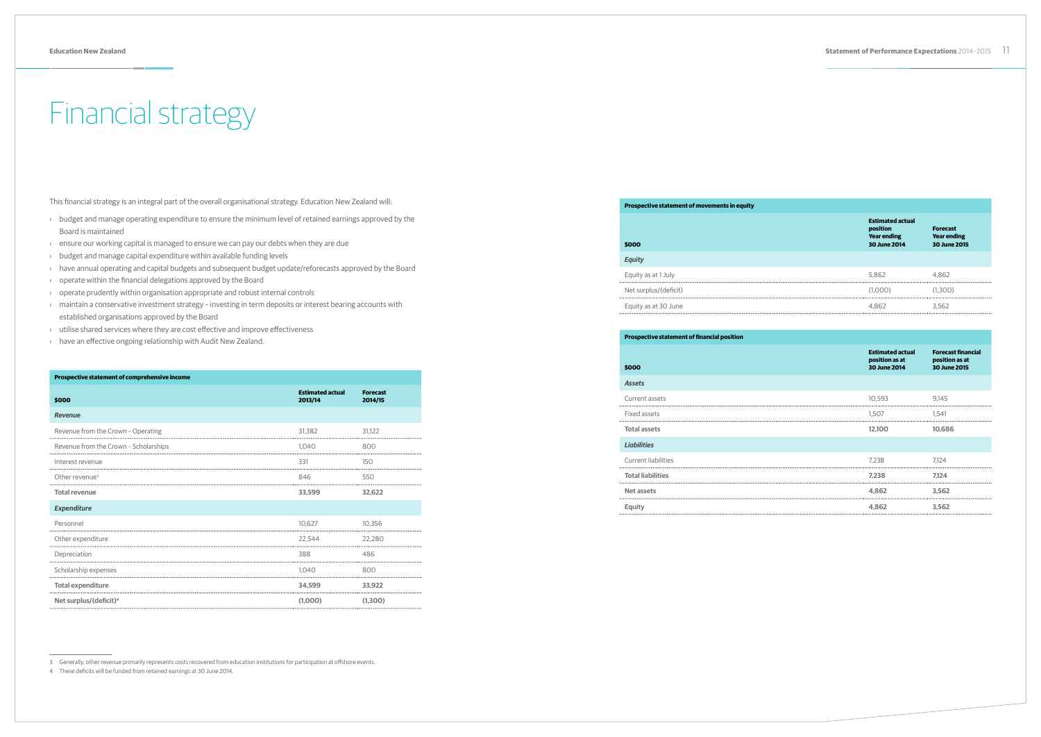# Financial strategy

This financial strategy is an integral part of the overall organisational strategy. Education New Zealand will:

- budget and manage operating expenditure to ensure the minimum level of retained earnings approved by the Board is maintained
- ensure our working capital is managed to ensure we can pay our debts when they are due
- budget and manage capital expenditure within available funding levels
- have annual operating and capital budgets and subsequent budget update/reforecasts approved by the Board
- operate within the financial delegations approved by the Board
- operate prudently within organisation appropriate and robust internal controls
- maintain a conservative investment strategy – investing in term deposits or interest bearing accounts with established organisations approved by the Board
- utilise shared services where they are cost effective and improve effectiveness
- have an effective ongoing relationship with Audit New Zealand.

**Prospective statement of comprehensive income**

| $000 | Estimated actual 2013/14 | Forecast 2014/15 |
|---|---|---|
| ***Revenue*** | | |
| Revenue from the Crown – Operating | 31,382 | 31,122 |
| Revenue from the Crown – Scholarships | 1,040 | 800 |
| Interest revenue | 331 | 150 |
| Other revenue[3] | 846 | 550 |
| **Total revenue** | **33,599** | **32,622** |
| ***Expenditure*** | | |
| Personnel | 10,627 | 10,356 |
| Other expenditure | 22,544 | 22,280 |
| Depreciation | 388 | 486 |
| Scholarship expenses | 1,040 | 800 |
| **Total expenditure** | **34,599** | **33,922** |
| **Net surplus/(deficit)[4]** | **(1,000)** | **(1,300)** |

**Prospective statement of movements in equity**

| $000 | Estimated actual position Year ending 30 June 2014 | Forecast Year ending 30 June 2015 |
|---|---|---|
| ***Equity*** | | |
| Equity as at 1 July | 5,862 | 4,862 |
| Net surplus/(deficit) | (1,000) | (1,300) |
| Equity as at 30 June | 4,862 | 3,562 |

**Prospective statement of financial position**

| $000 | Estimated actual position as at 30 June 2014 | Forecast financial position as at 30 June 2015 |
|---|---|---|
| ***Assets*** | | |
| Current assets | 10,593 | 9,145 |
| Fixed assets | 1,507 | 1,541 |
| **Total assets** | **12,100** | **10,686** |
| ***Liabilities*** | | |
| Current liabilities | 7,238 | 7,124 |
| **Total liabilities** | **7,238** | **7,124** |
| **Net assets** | **4,862** | **3,562** |
| **Equity** | **4,862** | **3,562** |

3 Generally, other revenue primarily represents costs recovered from education institutions for participation at offshore events.

4 These deficits will be funded from retained earnings at 30 June 2014.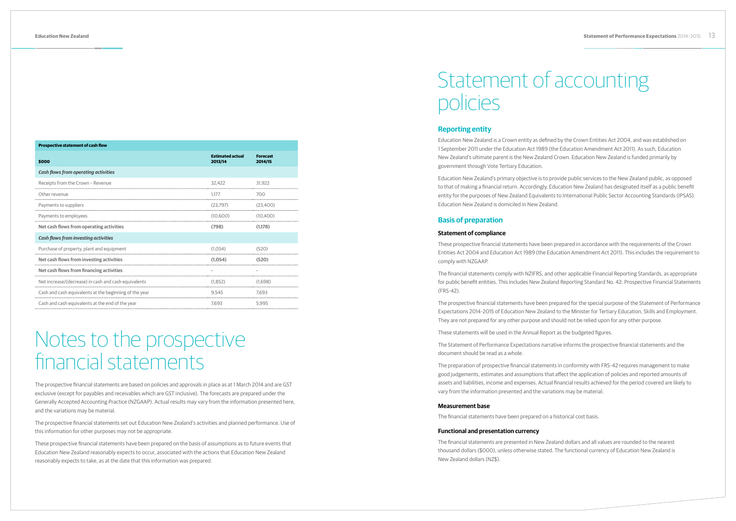| Prospective statement of cash flow | | |
|---|---|---|
| **$000** | **Estimated actual 2013/14** | **Forecast 2014/15** |
| ***Cash flows from operating activities*** | | |
| Receipts from the Crown – Revenue | 32,422 | 31,922 |
| Other revenue | 1,177 | 700 |
| Payments to suppliers | (23,797) | (23,400) |
| Payments to employees | (10,600) | (10,400) |
| **Net cash flows from operating activities** | **(798)** | **(1,178)** |
| ***Cash flows from investing activities*** | | |
| Purchase of property, plant and equipment | (1,054) | (520) |
| **Net cash flows from investing activities** | **(1,054)** | **(520)** |
| **Net cash flows from financing activities** | - | - |
| Net increase/(decrease) in cash and cash equivalents | (1,852) | (1,698) |
| Cash and cash equivalents at the beginning of the year | 9,545 | 7,693 |
| Cash and cash equivalents at the end of the year | 7,693 | 5,995 |

# Notes to the prospective financial statements

The prospective financial statements are based on policies and approvals in place as at 1 March 2014 and are GST exclusive (except for payables and receivables which are GST inclusive). The forecasts are prepared under the Generally Accepted Accounting Practice (NZGAAP). Actual results may vary from the information presented here, and the variations may be material.

The prospective financial statements set out Education New Zealand's activities and planned performance. Use of this information for other purposes may not be appropriate.

These prospective financial statements have been prepared on the basis of assumptions as to future events that Education New Zealand reasonably expects to occur, associated with the actions that Education New Zealand reasonably expects to take, as at the date that this information was prepared.

# Statement of accounting policies

## Reporting entity

Education New Zealand is a Crown entity as defined by the Crown Entities Act 2004, and was established on 1 September 2011 under the Education Act 1989 (the Education Amendment Act 2011). As such, Education New Zealand's ultimate parent is the New Zealand Crown. Education New Zealand is funded primarily by government through Vote Tertiary Education.

Education New Zealand's primary objective is to provide public services to the New Zealand public, as opposed to that of making a financial return. Accordingly, Education New Zealand has designated itself as a public benefit entity for the purposes of New Zealand Equivalents to International Public Sector Accounting Standards (IPSAS). Education New Zealand is domiciled in New Zealand.

## Basis of preparation

### Statement of compliance

These prospective financial statements have been prepared in accordance with the requirements of the Crown Entities Act 2004 and Education Act 1989 (the Education Amendment Act 2011). This includes the requirement to comply with NZGAAP.

The financial statements comply with NZIFRS, and other applicable Financial Reporting Standards, as appropriate for public benefit entities. This includes New Zealand Reporting Standard No. 42: Prospective Financial Statements (FRS-42).

The prospective financial statements have been prepared for the special purpose of the Statement of Performance Expectations 2014-2015 of Education New Zealand to the Minister for Tertiary Education, Skills and Employment. They are not prepared for any other purpose and should not be relied upon for any other purpose.

These statements will be used in the Annual Report as the budgeted figures.

The Statement of Performance Expectations narrative informs the prospective financial statements and the document should be read as a whole.

The preparation of prospective financial statements in conformity with FRS-42 requires management to make good judgements, estimates and assumptions that affect the application of policies and reported amounts of assets and liabilities, income and expenses. Actual financial results achieved for the period covered are likely to vary from the information presented and the variations may be material.

### Measurement base

The financial statements have been prepared on a historical cost basis.

### Functional and presentation currency

The financial statements are presented in New Zealand dollars and all values are rounded to the nearest thousand dollars ($000), unless otherwise stated. The functional currency of Education New Zealand is New Zealand dollars (NZ$).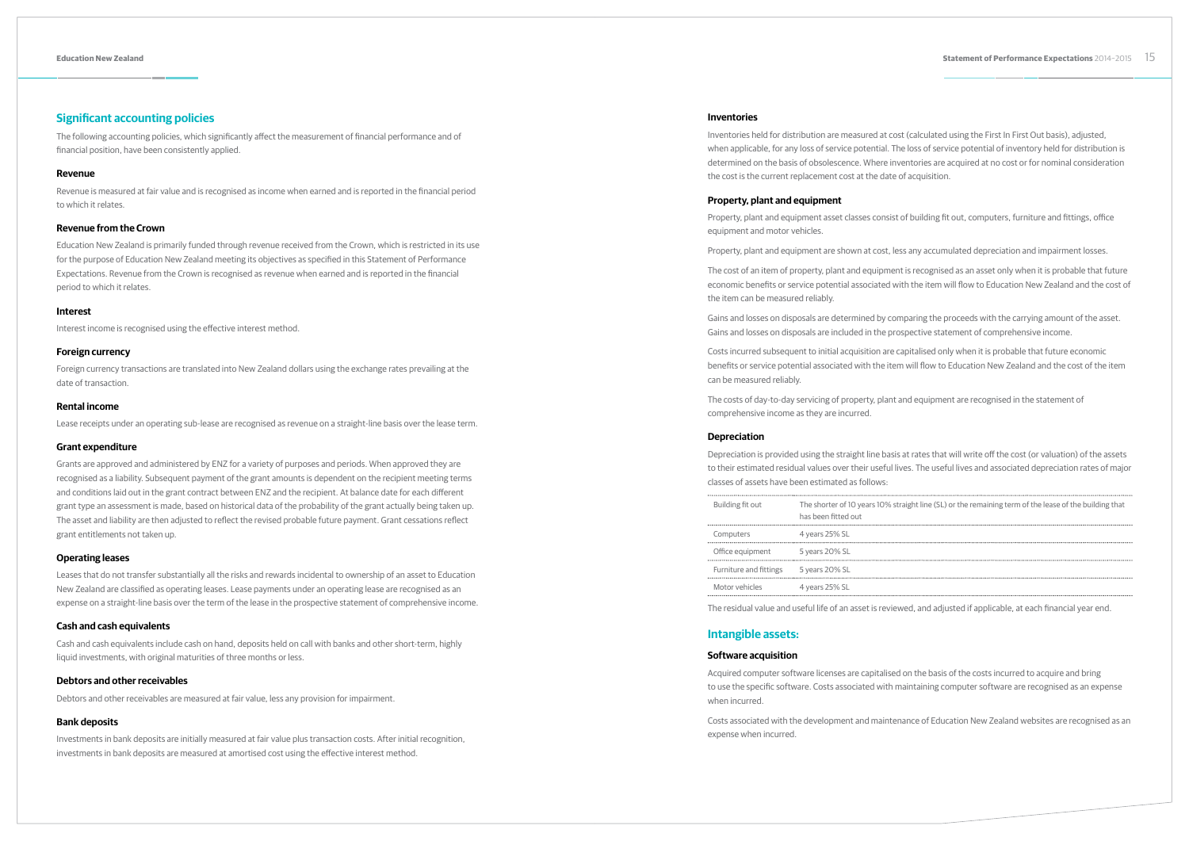## Significant accounting policies

The following accounting policies, which significantly affect the measurement of financial performance and of financial position, have been consistently applied.

### Revenue

Revenue is measured at fair value and is recognised as income when earned and is reported in the financial period to which it relates.

### Revenue from the Crown

Education New Zealand is primarily funded through revenue received from the Crown, which is restricted in its use for the purpose of Education New Zealand meeting its objectives as specified in this Statement of Performance Expectations. Revenue from the Crown is recognised as revenue when earned and is reported in the financial period to which it relates.

### Interest

Interest income is recognised using the effective interest method.

### Foreign currency

Foreign currency transactions are translated into New Zealand dollars using the exchange rates prevailing at the date of transaction.

### Rental income

Lease receipts under an operating sub-lease are recognised as revenue on a straight-line basis over the lease term.

### Grant expenditure

Grants are approved and administered by ENZ for a variety of purposes and periods. When approved they are recognised as a liability. Subsequent payment of the grant amounts is dependent on the recipient meeting terms and conditions laid out in the grant contract between ENZ and the recipient. At balance date for each different grant type an assessment is made, based on historical data of the probability of the grant actually being taken up. The asset and liability are then adjusted to reflect the revised probable future payment. Grant cessations reflect grant entitlements not taken up.

### Operating leases

Leases that do not transfer substantially all the risks and rewards incidental to ownership of an asset to Education New Zealand are classified as operating leases. Lease payments under an operating lease are recognised as an expense on a straight-line basis over the term of the lease in the prospective statement of comprehensive income.

### Cash and cash equivalents

Cash and cash equivalents include cash on hand, deposits held on call with banks and other short-term, highly liquid investments, with original maturities of three months or less.

### Debtors and other receivables

Debtors and other receivables are measured at fair value, less any provision for impairment.

### Bank deposits

Investments in bank deposits are initially measured at fair value plus transaction costs. After initial recognition, investments in bank deposits are measured at amortised cost using the effective interest method.

### Inventories

Inventories held for distribution are measured at cost (calculated using the First In First Out basis), adjusted, when applicable, for any loss of service potential. The loss of service potential of inventory held for distribution is determined on the basis of obsolescence. Where inventories are acquired at no cost or for nominal consideration the cost is the current replacement cost at the date of acquisition.

### Property, plant and equipment

Property, plant and equipment asset classes consist of building fit out, computers, furniture and fittings, office equipment and motor vehicles.

Property, plant and equipment are shown at cost, less any accumulated depreciation and impairment losses.

The cost of an item of property, plant and equipment is recognised as an asset only when it is probable that future economic benefits or service potential associated with the item will flow to Education New Zealand and the cost of the item can be measured reliably.

Gains and losses on disposals are determined by comparing the proceeds with the carrying amount of the asset. Gains and losses on disposals are included in the prospective statement of comprehensive income.

Costs incurred subsequent to initial acquisition are capitalised only when it is probable that future economic benefits or service potential associated with the item will flow to Education New Zealand and the cost of the item can be measured reliably.

The costs of day-to-day servicing of property, plant and equipment are recognised in the statement of comprehensive income as they are incurred.

### Depreciation

Depreciation is provided using the straight line basis at rates that will write off the cost (or valuation) of the assets to their estimated residual values over their useful lives. The useful lives and associated depreciation rates of major classes of assets have been estimated as follows:

| | |
|---|---|
| Building fit out | The shorter of 10 years 10% straight line (SL) or the remaining term of the lease of the building that has been fitted out |
| Computers | 4 years 25% SL |
| Office equipment | 5 years 20% SL |
| Furniture and fittings | 5 years 20% SL |
| Motor vehicles | 4 years 25% SL |

The residual value and useful life of an asset is reviewed, and adjusted if applicable, at each financial year end.

## Intangible assets:

### Software acquisition

Acquired computer software licenses are capitalised on the basis of the costs incurred to acquire and bring to use the specific software. Costs associated with maintaining computer software are recognised as an expense when incurred.

Costs associated with the development and maintenance of Education New Zealand websites are recognised as an expense when incurred.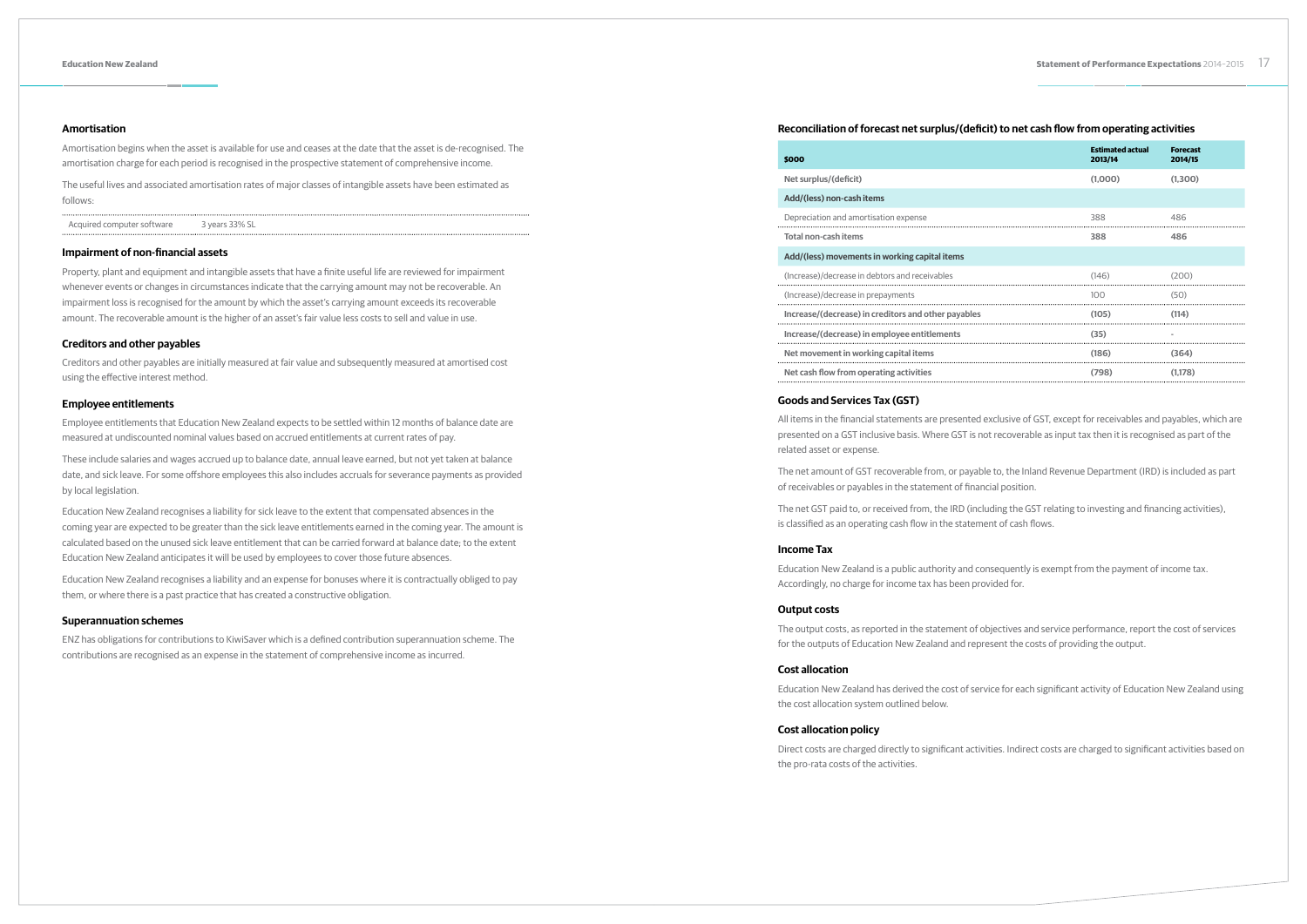### Amortisation

Amortisation begins when the asset is available for use and ceases at the date that the asset is de-recognised. The amortisation charge for each period is recognised in the prospective statement of comprehensive income.

The useful lives and associated amortisation rates of major classes of intangible assets have been estimated as follows:

| | |
|---|---|
| Acquired computer software | 3 years 33% SL |

### Impairment of non-financial assets

Property, plant and equipment and intangible assets that have a finite useful life are reviewed for impairment whenever events or changes in circumstances indicate that the carrying amount may not be recoverable. An impairment loss is recognised for the amount by which the asset's carrying amount exceeds its recoverable amount. The recoverable amount is the higher of an asset's fair value less costs to sell and value in use.

### Creditors and other payables

Creditors and other payables are initially measured at fair value and subsequently measured at amortised cost using the effective interest method.

### Employee entitlements

Employee entitlements that Education New Zealand expects to be settled within 12 months of balance date are measured at undiscounted nominal values based on accrued entitlements at current rates of pay.

These include salaries and wages accrued up to balance date, annual leave earned, but not yet taken at balance date, and sick leave. For some offshore employees this also includes accruals for severance payments as provided by local legislation.

Education New Zealand recognises a liability for sick leave to the extent that compensated absences in the coming year are expected to be greater than the sick leave entitlements earned in the coming year. The amount is calculated based on the unused sick leave entitlement that can be carried forward at balance date; to the extent Education New Zealand anticipates it will be used by employees to cover those future absences.

Education New Zealand recognises a liability and an expense for bonuses where it is contractually obliged to pay them, or where there is a past practice that has created a constructive obligation.

### Superannuation schemes

ENZ has obligations for contributions to KiwiSaver which is a defined contribution superannuation scheme. The contributions are recognised as an expense in the statement of comprehensive income as incurred.

### Reconciliation of forecast net surplus/(deficit) to net cash flow from operating activities

| $000 | Estimated actual 2013/14 | Forecast 2014/15 |
|---|---|---|
| **Net surplus/(deficit)** | **(1,000)** | **(1,300)** |
| **Add/(less) non-cash items** | | |
| Depreciation and amortisation expense | 388 | 486 |
| **Total non-cash items** | **388** | **486** |
| **Add/(less) movements in working capital items** | | |
| (Increase)/decrease in debtors and receivables | (146) | (200) |
| (Increase)/decrease in prepayments | 100 | (50) |
| **Increase/(decrease) in creditors and other payables** | **(105)** | **(114)** |
| **Increase/(decrease) in employee entitlements** | **(35)** | - |
| **Net movement in working capital items** | **(186)** | **(364)** |
| **Net cash flow from operating activities** | **(798)** | **(1,178)** |

### Goods and Services Tax (GST)

All items in the financial statements are presented exclusive of GST, except for receivables and payables, which are presented on a GST inclusive basis. Where GST is not recoverable as input tax then it is recognised as part of the related asset or expense.

The net amount of GST recoverable from, or payable to, the Inland Revenue Department (IRD) is included as part of receivables or payables in the statement of financial position.

The net GST paid to, or received from, the IRD (including the GST relating to investing and financing activities), is classified as an operating cash flow in the statement of cash flows.

### Income Tax

Education New Zealand is a public authority and consequently is exempt from the payment of income tax. Accordingly, no charge for income tax has been provided for.

### Output costs

The output costs, as reported in the statement of objectives and service performance, report the cost of services for the outputs of Education New Zealand and represent the costs of providing the output.

### Cost allocation

Education New Zealand has derived the cost of service for each significant activity of Education New Zealand using the cost allocation system outlined below.

### Cost allocation policy

Direct costs are charged directly to significant activities. Indirect costs are charged to significant activities based on the pro-rata costs of the activities.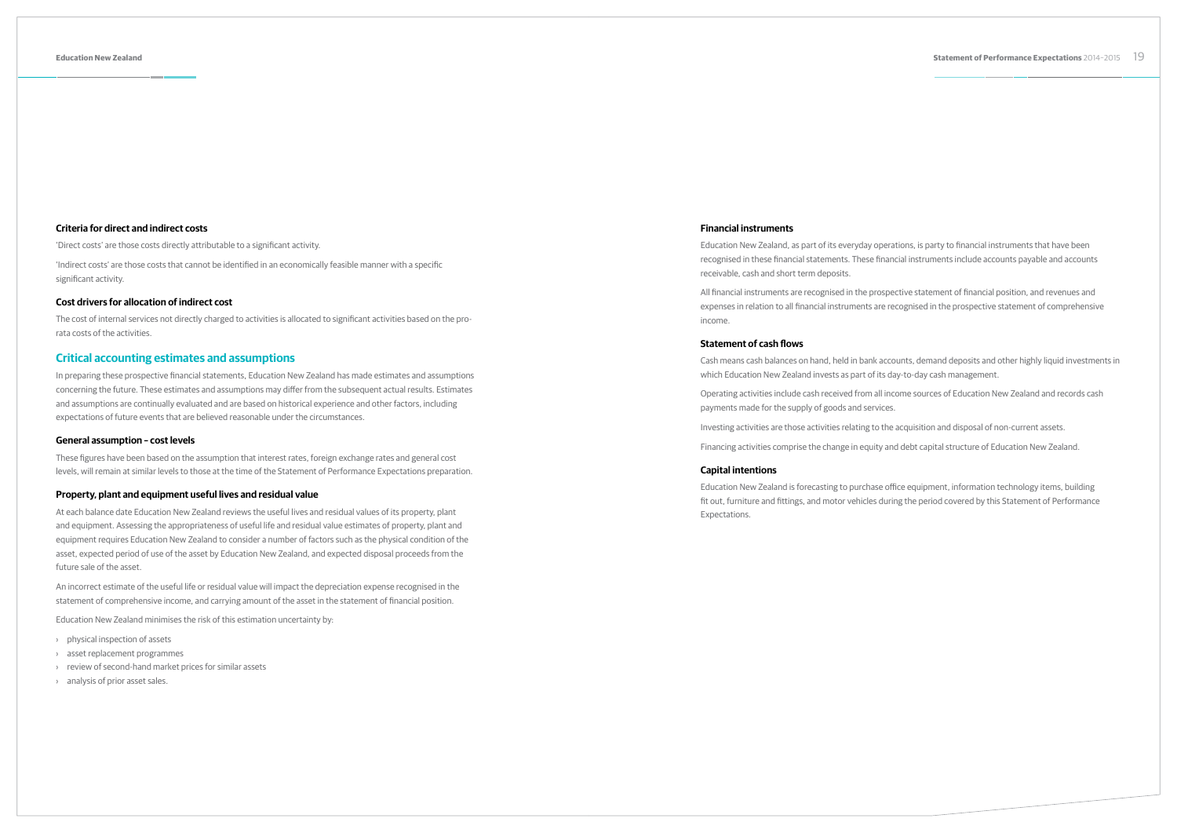### Criteria for direct and indirect costs

'Direct costs' are those costs directly attributable to a significant activity.

'Indirect costs' are those costs that cannot be identified in an economically feasible manner with a specific significant activity.

### Cost drivers for allocation of indirect cost

The cost of internal services not directly charged to activities is allocated to significant activities based on the pro-rata costs of the activities.

## Critical accounting estimates and assumptions

In preparing these prospective financial statements, Education New Zealand has made estimates and assumptions concerning the future. These estimates and assumptions may differ from the subsequent actual results. Estimates and assumptions are continually evaluated and are based on historical experience and other factors, including expectations of future events that are believed reasonable under the circumstances.

### General assumption – cost levels

These figures have been based on the assumption that interest rates, foreign exchange rates and general cost levels, will remain at similar levels to those at the time of the Statement of Performance Expectations preparation.

### Property, plant and equipment useful lives and residual value

At each balance date Education New Zealand reviews the useful lives and residual values of its property, plant and equipment. Assessing the appropriateness of useful life and residual value estimates of property, plant and equipment requires Education New Zealand to consider a number of factors such as the physical condition of the asset, expected period of use of the asset by Education New Zealand, and expected disposal proceeds from the future sale of the asset.

An incorrect estimate of the useful life or residual value will impact the depreciation expense recognised in the statement of comprehensive income, and carrying amount of the asset in the statement of financial position.

Education New Zealand minimises the risk of this estimation uncertainty by:

- physical inspection of assets
- asset replacement programmes
- review of second-hand market prices for similar assets
- analysis of prior asset sales.

### Financial instruments

Education New Zealand, as part of its everyday operations, is party to financial instruments that have been recognised in these financial statements. These financial instruments include accounts payable and accounts receivable, cash and short term deposits.

All financial instruments are recognised in the prospective statement of financial position, and revenues and expenses in relation to all financial instruments are recognised in the prospective statement of comprehensive income.

### Statement of cash flows

Cash means cash balances on hand, held in bank accounts, demand deposits and other highly liquid investments in which Education New Zealand invests as part of its day-to-day cash management.

Operating activities include cash received from all income sources of Education New Zealand and records cash payments made for the supply of goods and services.

Investing activities are those activities relating to the acquisition and disposal of non-current assets.

Financing activities comprise the change in equity and debt capital structure of Education New Zealand.

### Capital intentions

Education New Zealand is forecasting to purchase office equipment, information technology items, building fit out, furniture and fittings, and motor vehicles during the period covered by this Statement of Performance Expectations.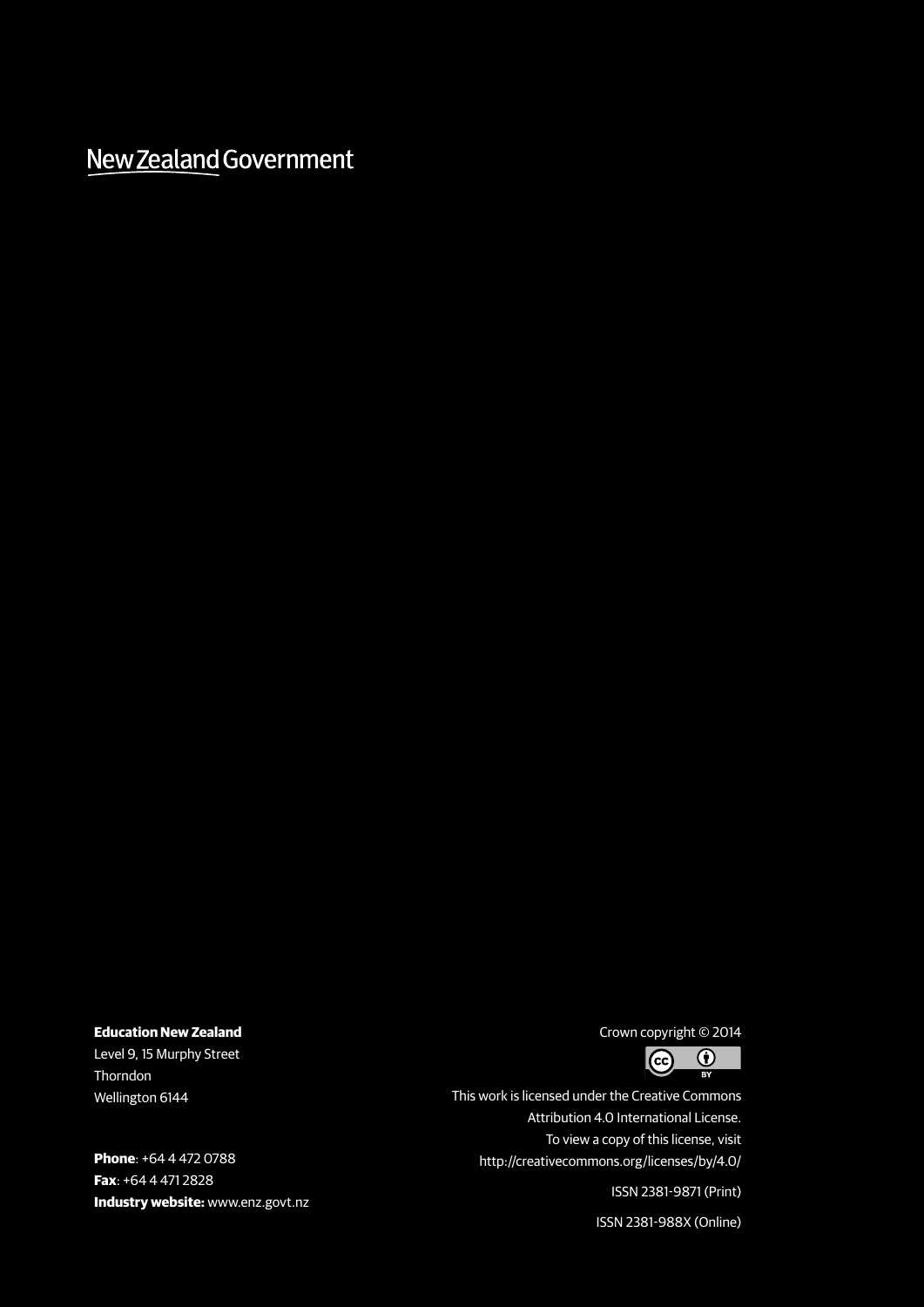New Zealand Government

**Education New Zealand**
Level 9, 15 Murphy Street
Thorndon
Wellington 6144

**Phone**: +64 4 472 0788
**Fax**: +64 4 471 2828
**Industry website:** www.enz.govt.nz

Crown copyright © 2014

This work is licensed under the Creative Commons Attribution 4.0 International License. To view a copy of this license, visit http://creativecommons.org/licenses/by/4.0/

ISSN 2381-9871 (Print)

ISSN 2381-988X (Online)